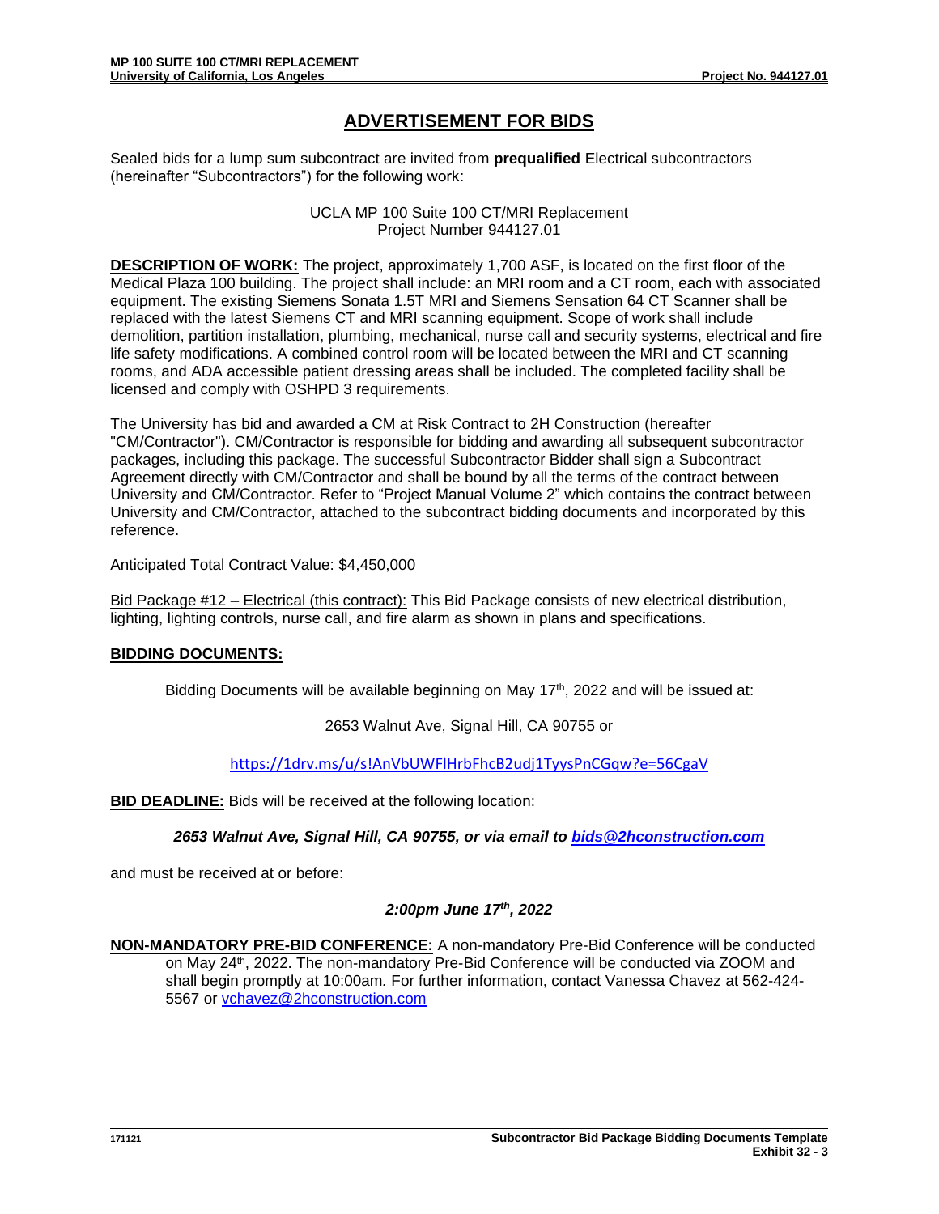# ADVERTISEMENT FOR BIDS

Sealed bids for a lump sum subcontract are invited from **prequalified** Electrical subcontractors (hereinafter "Subcontractors") for the following work:

UCLA MP 100 Suite 100 CT/MRI Replacement
Project Number 944127.01

**DESCRIPTION OF WORK:** The project, approximately 1,700 ASF, is located on the first floor of the Medical Plaza 100 building. The project shall include: an MRI room and a CT room, each with associated equipment. The existing Siemens Sonata 1.5T MRI and Siemens Sensation 64 CT Scanner shall be replaced with the latest Siemens CT and MRI scanning equipment. Scope of work shall include demolition, partition installation, plumbing, mechanical, nurse call and security systems, electrical and fire life safety modifications. A combined control room will be located between the MRI and CT scanning rooms, and ADA accessible patient dressing areas shall be included. The completed facility shall be licensed and comply with OSHPD 3 requirements.

The University has bid and awarded a CM at Risk Contract to 2H Construction (hereafter "CM/Contractor"). CM/Contractor is responsible for bidding and awarding all subsequent subcontractor packages, including this package. The successful Subcontractor Bidder shall sign a Subcontract Agreement directly with CM/Contractor and shall be bound by all the terms of the contract between University and CM/Contractor. Refer to "Project Manual Volume 2" which contains the contract between University and CM/Contractor, attached to the subcontract bidding documents and incorporated by this reference.

Anticipated Total Contract Value: $4,450,000

Bid Package #12 – Electrical (this contract): This Bid Package consists of new electrical distribution, lighting, lighting controls, nurse call, and fire alarm as shown in plans and specifications.

**BIDDING DOCUMENTS:**

Bidding Documents will be available beginning on May 17th, 2022 and will be issued at:

2653 Walnut Ave, Signal Hill, CA 90755 or

https://1drv.ms/u/s!AnVbUWFlHrbFhcB2udj1TyysPnCGqw?e=56CgaV

**BID DEADLINE:** Bids will be received at the following location:

***2653 Walnut Ave, Signal Hill, CA 90755, or via email to bids@2hconstruction.com***

and must be received at or before:

***2:00pm June 17th, 2022***

**NON-MANDATORY PRE-BID CONFERENCE:** A non-mandatory Pre-Bid Conference will be conducted on May 24th, 2022. The non-mandatory Pre-Bid Conference will be conducted via ZOOM and shall begin promptly at 10:00am. For further information, contact Vanessa Chavez at 562-424-5567 or vchavez@2hconstruction.com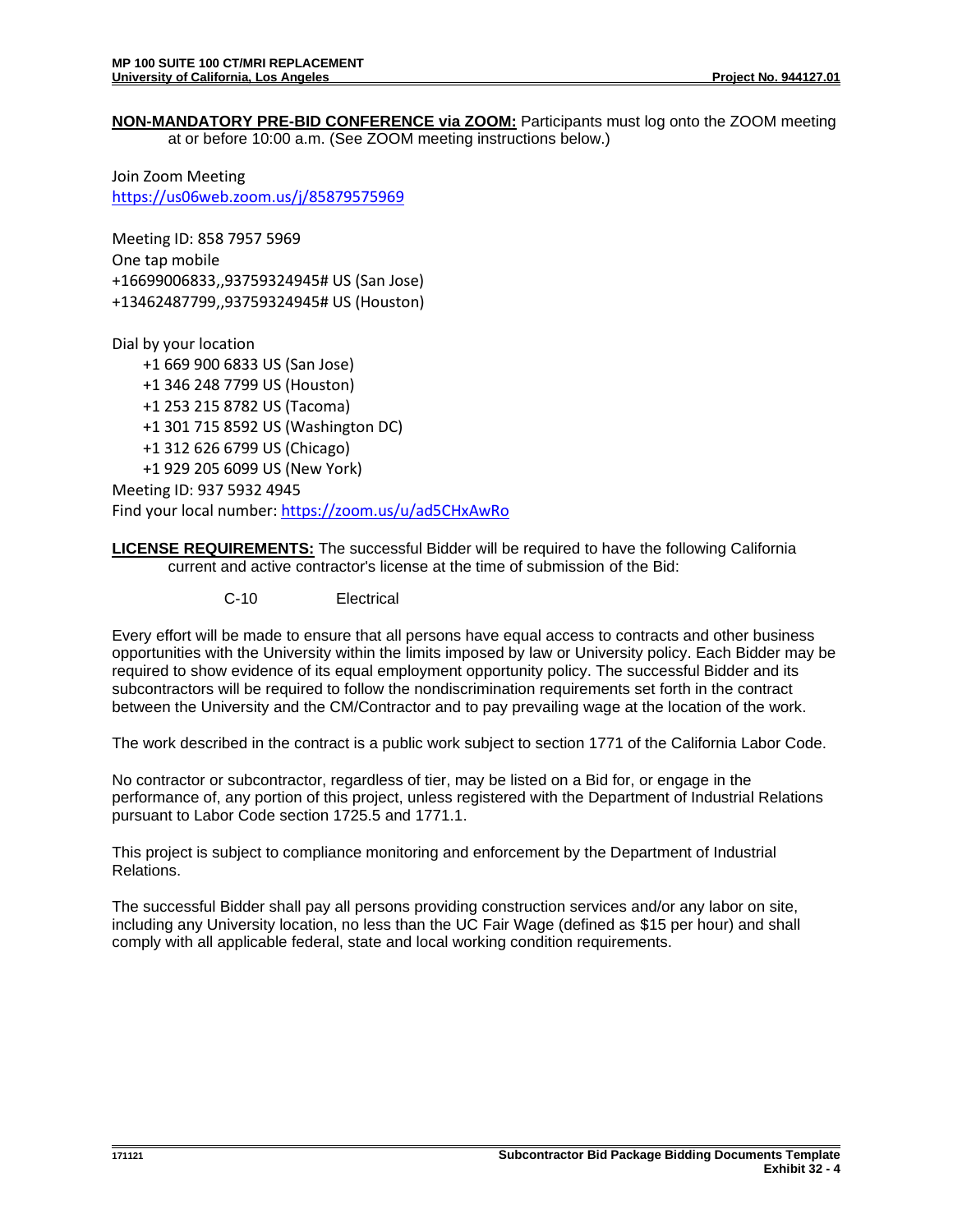**NON-MANDATORY PRE-BID CONFERENCE via ZOOM:** Participants must log onto the ZOOM meeting at or before 10:00 a.m. (See ZOOM meeting instructions below.)

Join Zoom Meeting
https://us06web.zoom.us/j/85879575969

Meeting ID: 858 7957 5969
One tap mobile
+16699006833,,93759324945# US (San Jose)
+13462487799,,93759324945# US (Houston)

Dial by your location
+1 669 900 6833 US (San Jose)
+1 346 248 7799 US (Houston)
+1 253 215 8782 US (Tacoma)
+1 301 715 8592 US (Washington DC)
+1 312 626 6799 US (Chicago)
+1 929 205 6099 US (New York)
Meeting ID: 937 5932 4945
Find your local number: https://zoom.us/u/ad5CHxAwRo

**LICENSE REQUIREMENTS:** The successful Bidder will be required to have the following California current and active contractor's license at the time of submission of the Bid:

C-10 Electrical

Every effort will be made to ensure that all persons have equal access to contracts and other business opportunities with the University within the limits imposed by law or University policy. Each Bidder may be required to show evidence of its equal employment opportunity policy. The successful Bidder and its subcontractors will be required to follow the nondiscrimination requirements set forth in the contract between the University and the CM/Contractor and to pay prevailing wage at the location of the work.

The work described in the contract is a public work subject to section 1771 of the California Labor Code.

No contractor or subcontractor, regardless of tier, may be listed on a Bid for, or engage in the performance of, any portion of this project, unless registered with the Department of Industrial Relations pursuant to Labor Code section 1725.5 and 1771.1.

This project is subject to compliance monitoring and enforcement by the Department of Industrial Relations.

The successful Bidder shall pay all persons providing construction services and/or any labor on site, including any University location, no less than the UC Fair Wage (defined as $15 per hour) and shall comply with all applicable federal, state and local working condition requirements.